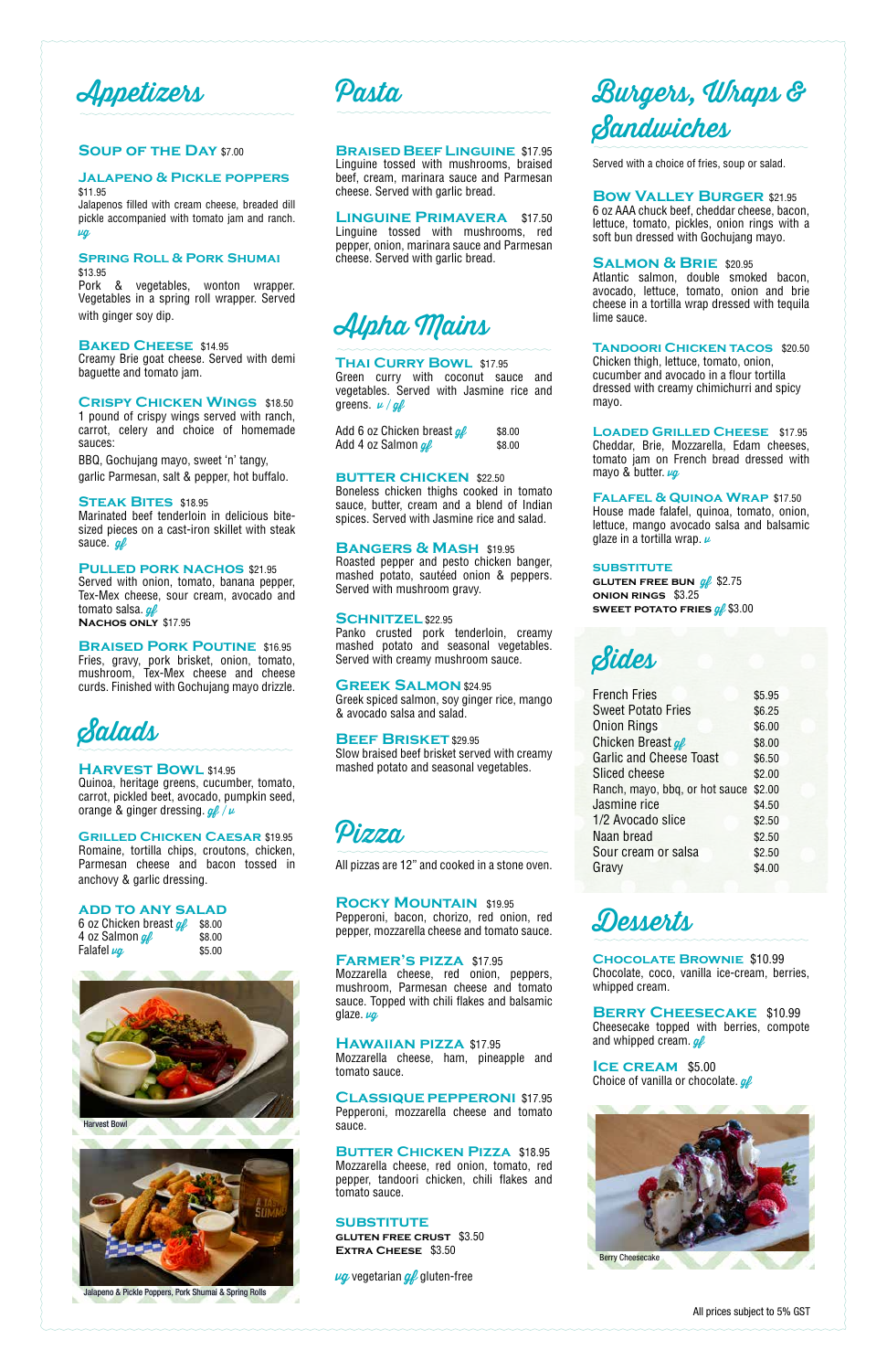# Appetizers

### Soup of the Day $7.00

### Jalapeno & Pickle Poppers
$11.95
Jalapenos filled with cream cheese, breaded dill pickle accompanied with tomato jam and ranch. *vg*

### Spring Roll & Pork Shumai
$13.95
Pork & vegetables, wonton wrapper. Vegetables in a spring roll wrapper. Served with ginger soy dip.

### Baked Cheese $14.95
Creamy Brie goat cheese. Served with demi baguette and tomato jam.

### Crispy Chicken Wings $18.50
1 pound of crispy wings served with ranch, carrot, celery and choice of homemade sauces:

BBQ, Gochujang mayo, sweet 'n' tangy, garlic Parmesan, salt & pepper, hot buffalo.

### Steak Bites $18.95
Marinated beef tenderloin in delicious bite-sized pieces on a cast-iron skillet with steak sauce. *gf*

### Pulled Pork Nachos $21.95
Served with onion, tomato, banana pepper, Tex-Mex cheese, sour cream, avocado and tomato salsa. *gf*
**Nachos only** $17.95

### Braised Pork Poutine $16.95
Fries, gravy, pork brisket, onion, tomato, mushroom, Tex-Mex cheese and cheese curds. Finished with Gochujang mayo drizzle.

# Salads

### Harvest Bowl $14.95
Quinoa, heritage greens, cucumber, tomato, carrot, pickled beet, avocado, pumpkin seed, orange & ginger dressing. *gf / v*

### Grilled Chicken Caesar $19.95
Romaine, tortilla chips, croutons, chicken, Parmesan cheese and bacon tossed in anchovy & garlic dressing.

### Add to any salad

| | |
|---|---|
| 6 oz Chicken breast *gf* | $8.00 |
| 4 oz Salmon *gf* | $8.00 |
| Falafel *vg* | $5.00 |

Harvest Bowl

Jalapeno & Pickle Poppers, Pork Shumai & Spring Rolls

# Pasta

### Braised Beef Linguine $17.95
Linguine tossed with mushrooms, braised beef, cream, marinara sauce and Parmesan cheese. Served with garlic bread.

### Linguine Primavera $17.50
Linguine tossed with mushrooms, red pepper, onion, marinara sauce and Parmesan cheese. Served with garlic bread.

# Alpha Mains

### Thai Curry Bowl $17.95
Green curry with coconut sauce and vegetables. Served with Jasmine rice and greens. *v / gf*

| | |
|---|---|
| Add 6 oz Chicken breast *gf* | $8.00 |
| Add 4 oz Salmon *gf* | $8.00 |

### Butter Chicken $22.50
Boneless chicken thighs cooked in tomato sauce, butter, cream and a blend of Indian spices. Served with Jasmine rice and salad.

### Bangers & Mash $19.95
Roasted pepper and pesto chicken banger, mashed potato, sautéed onion & peppers. Served with mushroom gravy.

### Schnitzel $22.95
Panko crusted pork tenderloin, creamy mashed potato and seasonal vegetables. Served with creamy mushroom sauce.

### Greek Salmon $24.95
Greek spiced salmon, soy ginger rice, mango & avocado salsa and salad.

### Beef Brisket $29.95
Slow braised beef brisket served with creamy mashed potato and seasonal vegetables.

# Pizza

All pizzas are 12" and cooked in a stone oven.

### Rocky Mountain $19.95
Pepperoni, bacon, chorizo, red onion, red pepper, mozzarella cheese and tomato sauce.

### Farmer's Pizza $17.95
Mozzarella cheese, red onion, peppers, mushroom, Parmesan cheese and tomato sauce. Topped with chili flakes and balsamic glaze. *vg*

### Hawaiian Pizza $17.95
Mozzarella cheese, ham, pineapple and tomato sauce.

### Classique Pepperoni $17.95
Pepperoni, mozzarella cheese and tomato sauce.

### Butter Chicken Pizza $18.95
Mozzarella cheese, red onion, tomato, red pepper, tandoori chicken, chili flakes and tomato sauce.

### Substitute
**Gluten free crust** $3.50
**Extra cheese** $3.50

*vg* vegetarian *gf* gluten-free

# Burgers, Wraps & Sandwiches

Served with a choice of fries, soup or salad.

### Bow Valley Burger $21.95
6 oz AAA chuck beef, cheddar cheese, bacon, lettuce, tomato, pickles, onion rings with a soft bun dressed with Gochujang mayo.

### Salmon & Brie $20.95
Atlantic salmon, double smoked bacon, avocado, lettuce, tomato, onion and brie cheese in a tortilla wrap dressed with tequila lime sauce.

### Tandoori Chicken Tacos $20.50
Chicken thigh, lettuce, tomato, onion, cucumber and avocado in a flour tortilla dressed with creamy chimichurri and spicy mayo.

### Loaded Grilled Cheese $17.95
Cheddar, Brie, Mozzarella, Edam cheeses, tomato jam on French bread dressed with mayo & butter. *vg*

### Falafel & Quinoa Wrap $17.50
House made falafel, quinoa, tomato, onion, lettuce, mango avocado salsa and balsamic glaze in a tortilla wrap. *v*

### Substitute
**Gluten free bun** *gf* $2.75
**Onion rings** $3.25
**Sweet potato fries** *gf* $3.00

# Sides

| | |
|---|---|
| French Fries | $5.95 |
| Sweet Potato Fries | $6.25 |
| Onion Rings | $6.00 |
| Chicken Breast *gf* | $8.00 |
| Garlic and Cheese Toast | $6.50 |
| Sliced cheese | $2.00 |
| Ranch, mayo, bbq, or hot sauce | $2.00 |
| Jasmine rice | $4.50 |
| 1/2 Avocado slice | $2.50 |
| Naan bread | $2.50 |
| Sour cream or salsa | $2.50 |
| Gravy | $4.00 |

# Desserts

### Chocolate Brownie $10.99
Chocolate, coco, vanilla ice-cream, berries, whipped cream.

### Berry Cheesecake $10.99
Cheesecake topped with berries, compote and whipped cream. *gf*

### Ice Cream $5.00
Choice of vanilla or chocolate. *gf*

Berry Cheesecake

All prices subject to 5% GST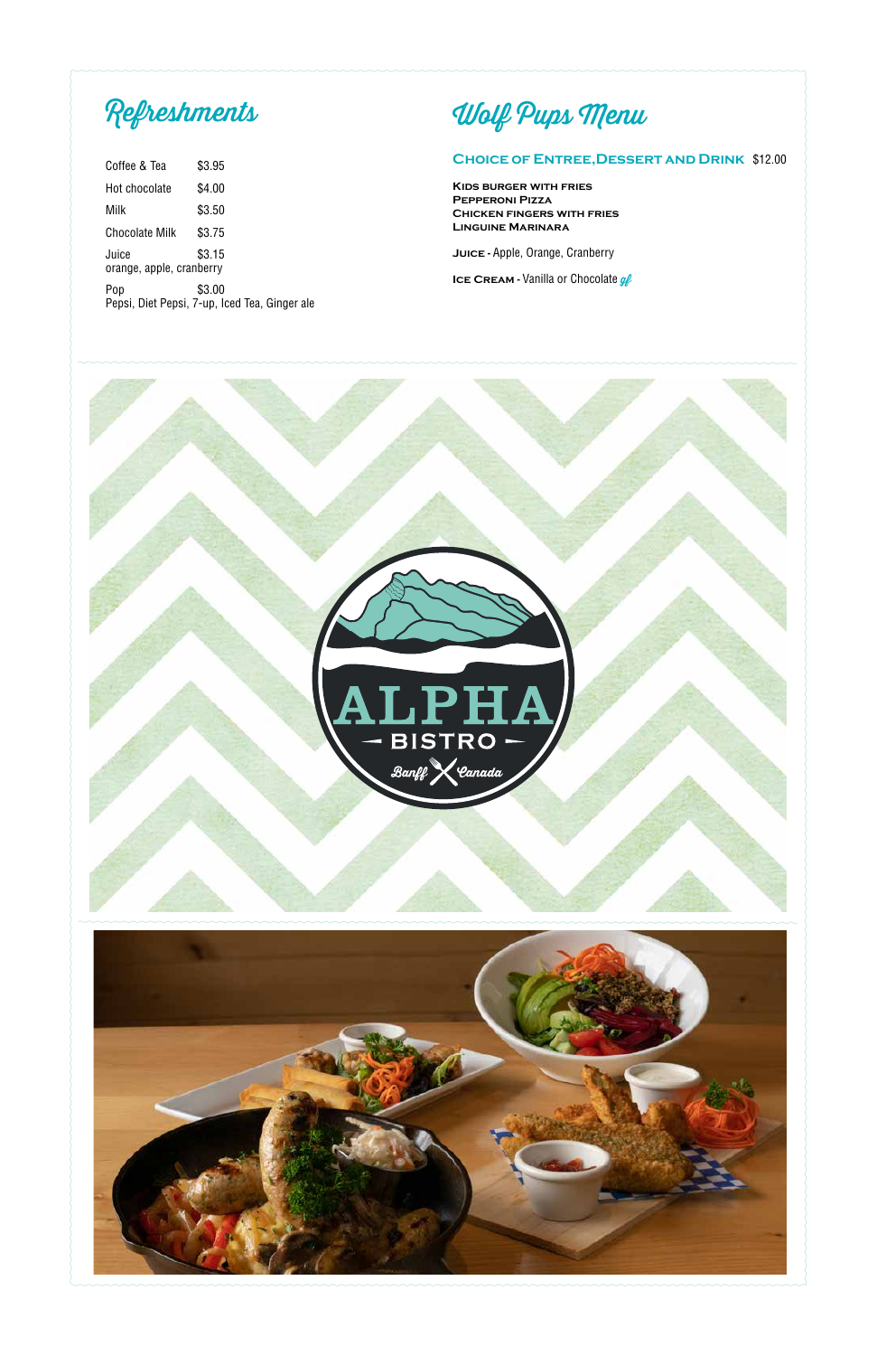## Refreshments

| | |
|---|---|
| Coffee & Tea | $3.95 |
| Hot chocolate | $4.00 |
| Milk | $3.50 |
| Chocolate Milk | $3.75 |
| Juice<br>orange, apple, cranberry | $3.15 |
| Pop<br>Pepsi, Diet Pepsi, 7-up, Iced Tea, Ginger ale | $3.00 |

## Wolf Pups Menu

**CHOICE OF ENTREE, DESSERT AND DRINK** $12.00

**KIDS BURGER WITH FRIES**
**PEPPERONI PIZZA**
**CHICKEN FINGERS WITH FRIES**
**LINGUINE MARINARA**

**JUICE** - Apple, Orange, Cranberry

**ICE CREAM** - Vanilla or Chocolate *gf*

ALPHA
BISTRO
Banff Canada